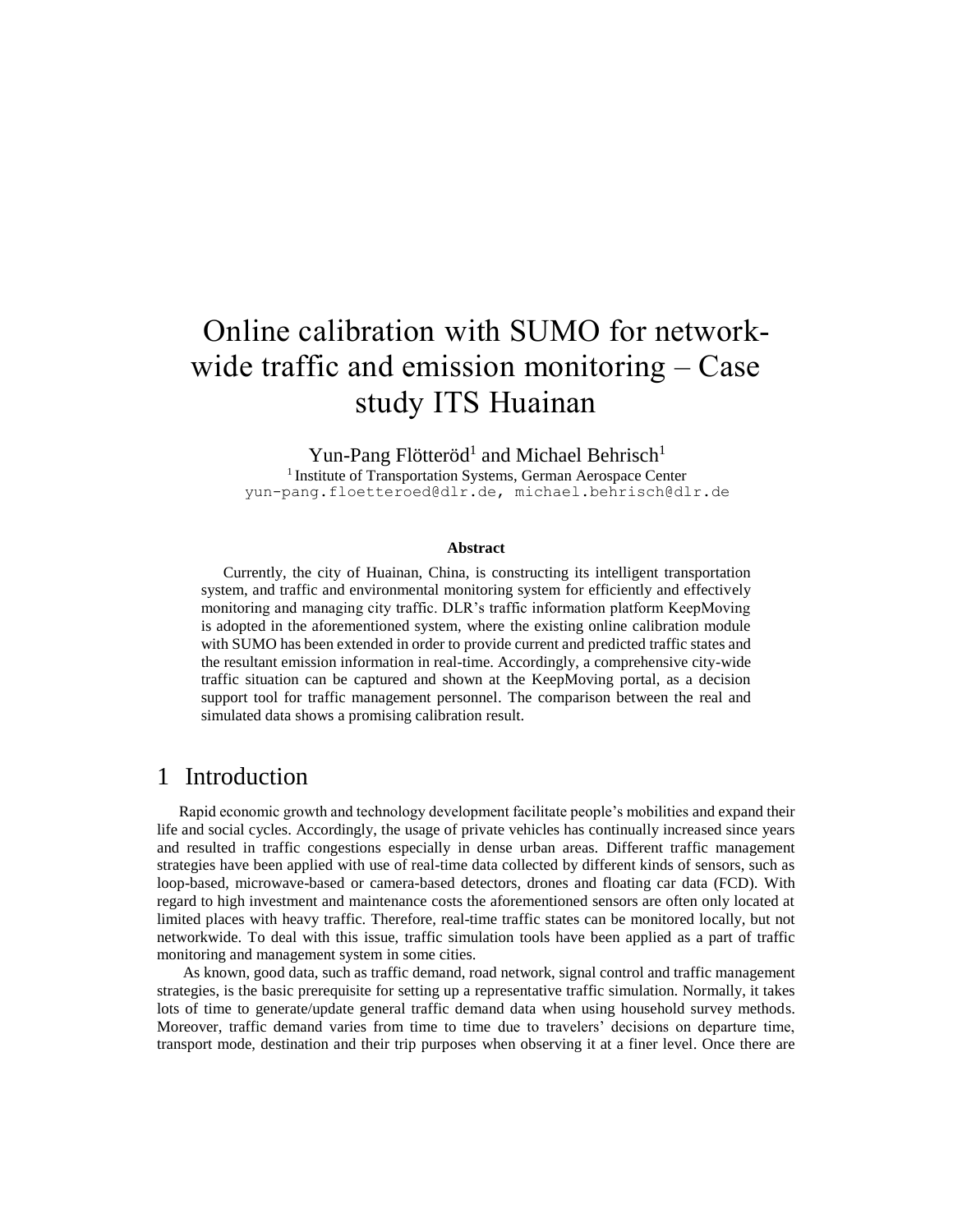# Online calibration with SUMO for network-wide traffic and emission monitoring – Case study ITS Huainan

Yun-Pang Flötteröd[1] and Michael Behrisch[1]

[1] Institute of Transportation Systems, German Aerospace Center

yun-pang.floetteroed@dlr.de, michael.behrisch@dlr.de

### Abstract

Currently, the city of Huainan, China, is constructing its intelligent transportation system, and traffic and environmental monitoring system for efficiently and effectively monitoring and managing city traffic. DLR's traffic information platform KeepMoving is adopted in the aforementioned system, where the existing online calibration module with SUMO has been extended in order to provide current and predicted traffic states and the resultant emission information in real-time. Accordingly, a comprehensive city-wide traffic situation can be captured and shown at the KeepMoving portal, as a decision support tool for traffic management personnel. The comparison between the real and simulated data shows a promising calibration result.

## 1 Introduction

Rapid economic growth and technology development facilitate people's mobilities and expand their life and social cycles. Accordingly, the usage of private vehicles has continually increased since years and resulted in traffic congestions especially in dense urban areas. Different traffic management strategies have been applied with use of real-time data collected by different kinds of sensors, such as loop-based, microwave-based or camera-based detectors, drones and floating car data (FCD). With regard to high investment and maintenance costs the aforementioned sensors are often only located at limited places with heavy traffic. Therefore, real-time traffic states can be monitored locally, but not networkwide. To deal with this issue, traffic simulation tools have been applied as a part of traffic monitoring and management system in some cities.

As known, good data, such as traffic demand, road network, signal control and traffic management strategies, is the basic prerequisite for setting up a representative traffic simulation. Normally, it takes lots of time to generate/update general traffic demand data when using household survey methods. Moreover, traffic demand varies from time to time due to travelers' decisions on departure time, transport mode, destination and their trip purposes when observing it at a finer level. Once there are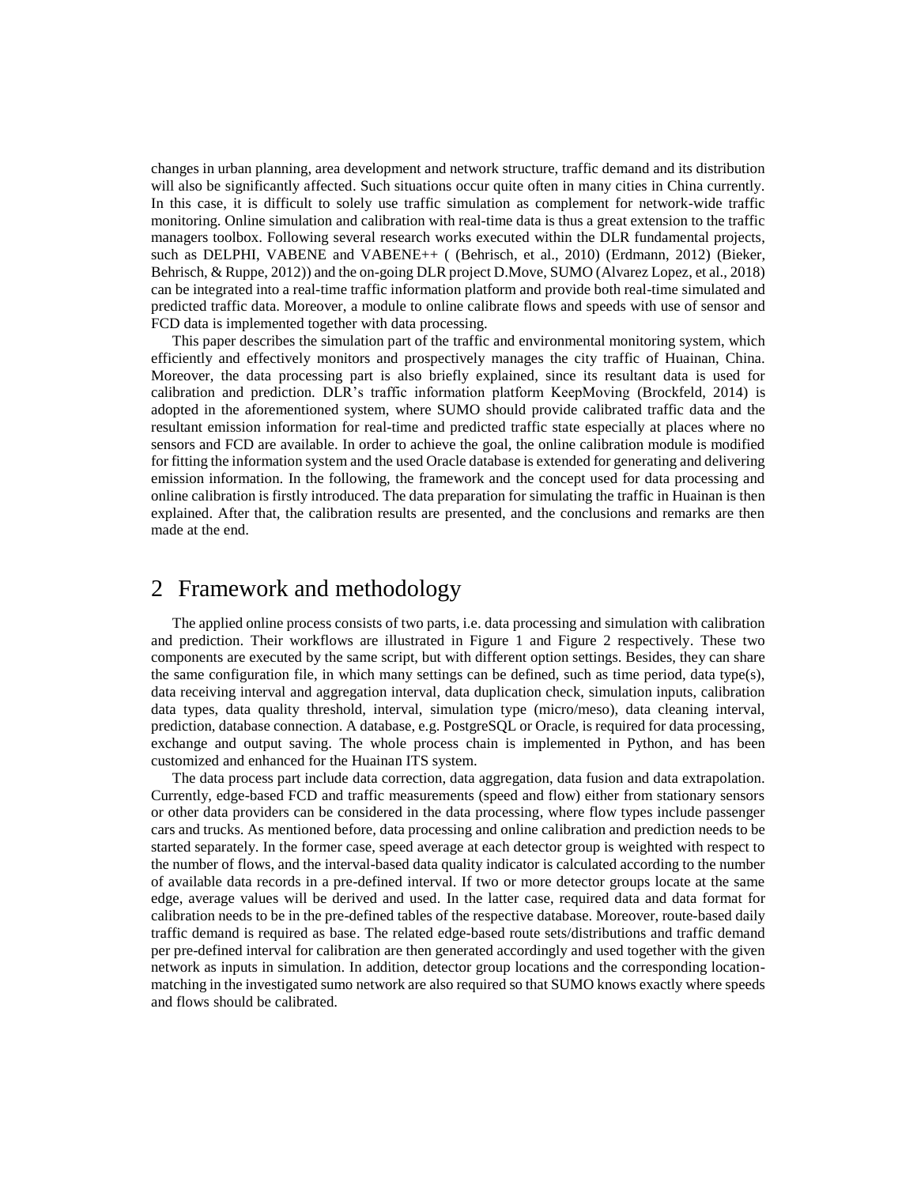changes in urban planning, area development and network structure, traffic demand and its distribution will also be significantly affected. Such situations occur quite often in many cities in China currently. In this case, it is difficult to solely use traffic simulation as complement for network-wide traffic monitoring. Online simulation and calibration with real-time data is thus a great extension to the traffic managers toolbox. Following several research works executed within the DLR fundamental projects, such as DELPHI, VABENE and VABENE++ ( (Behrisch, et al., 2010) (Erdmann, 2012) (Bieker, Behrisch, & Ruppe, 2012)) and the on-going DLR project D.Move, SUMO (Alvarez Lopez, et al., 2018) can be integrated into a real-time traffic information platform and provide both real-time simulated and predicted traffic data. Moreover, a module to online calibrate flows and speeds with use of sensor and FCD data is implemented together with data processing.

This paper describes the simulation part of the traffic and environmental monitoring system, which efficiently and effectively monitors and prospectively manages the city traffic of Huainan, China. Moreover, the data processing part is also briefly explained, since its resultant data is used for calibration and prediction. DLR's traffic information platform KeepMoving (Brockfeld, 2014) is adopted in the aforementioned system, where SUMO should provide calibrated traffic data and the resultant emission information for real-time and predicted traffic state especially at places where no sensors and FCD are available. In order to achieve the goal, the online calibration module is modified for fitting the information system and the used Oracle database is extended for generating and delivering emission information. In the following, the framework and the concept used for data processing and online calibration is firstly introduced. The data preparation for simulating the traffic in Huainan is then explained. After that, the calibration results are presented, and the conclusions and remarks are then made at the end.

# 2 Framework and methodology

The applied online process consists of two parts, i.e. data processing and simulation with calibration and prediction. Their workflows are illustrated in Figure 1 and Figure 2 respectively. These two components are executed by the same script, but with different option settings. Besides, they can share the same configuration file, in which many settings can be defined, such as time period, data type(s), data receiving interval and aggregation interval, data duplication check, simulation inputs, calibration data types, data quality threshold, interval, simulation type (micro/meso), data cleaning interval, prediction, database connection. A database, e.g. PostgreSQL or Oracle, is required for data processing, exchange and output saving. The whole process chain is implemented in Python, and has been customized and enhanced for the Huainan ITS system.

The data process part include data correction, data aggregation, data fusion and data extrapolation. Currently, edge-based FCD and traffic measurements (speed and flow) either from stationary sensors or other data providers can be considered in the data processing, where flow types include passenger cars and trucks. As mentioned before, data processing and online calibration and prediction needs to be started separately. In the former case, speed average at each detector group is weighted with respect to the number of flows, and the interval-based data quality indicator is calculated according to the number of available data records in a pre-defined interval. If two or more detector groups locate at the same edge, average values will be derived and used. In the latter case, required data and data format for calibration needs to be in the pre-defined tables of the respective database. Moreover, route-based daily traffic demand is required as base. The related edge-based route sets/distributions and traffic demand per pre-defined interval for calibration are then generated accordingly and used together with the given network as inputs in simulation. In addition, detector group locations and the corresponding location-matching in the investigated sumo network are also required so that SUMO knows exactly where speeds and flows should be calibrated.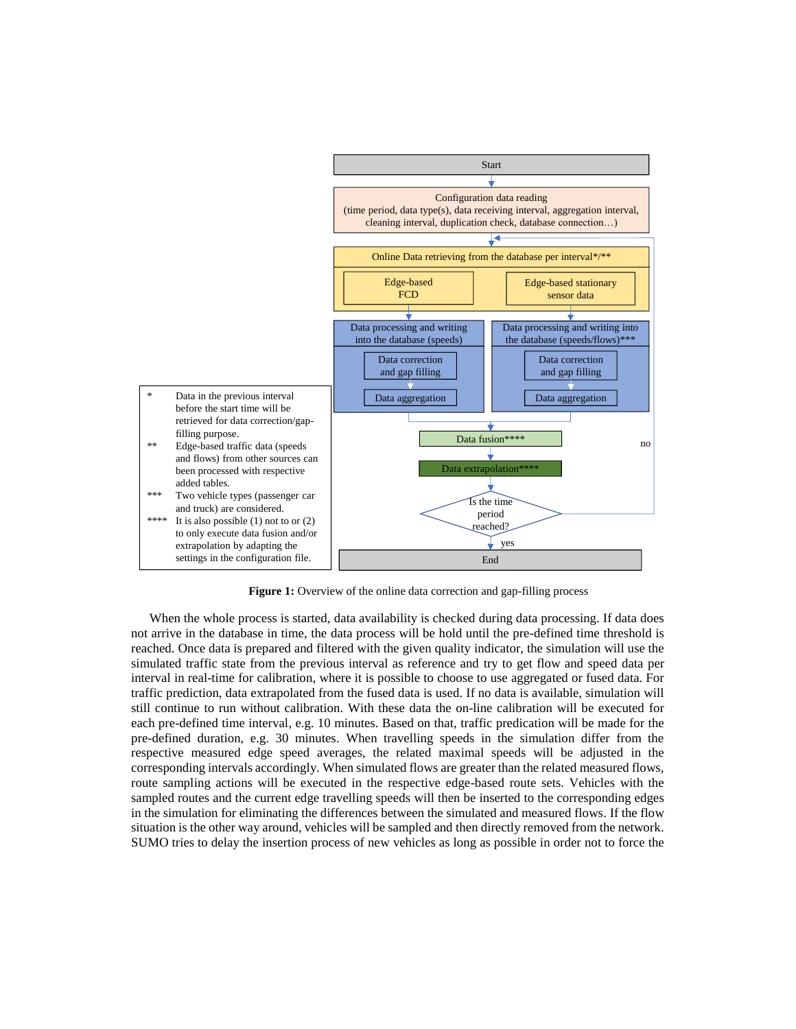Start

Configuration data reading
(time period, data type(s), data receiving interval, aggregation interval, cleaning interval, duplication check, database connection…)

Online Data retrieving from the database per interval*/**

Edge-based FCD

Edge-based stationary sensor data

Data processing and writing into the database (speeds)

Data correction and gap filling

Data aggregation

Data processing and writing into the database (speeds/flows)***

Data correction and gap filling

Data aggregation

Data fusion****

Data extrapolation****

Is the time period reached?

no

yes

End

| | |
|---|---|
| * | Data in the previous interval before the start time will be retrieved for data correction/gap-filling purpose. |
| ** | Edge-based traffic data (speeds and flows) from other sources can been processed with respective added tables. |
| *** | Two vehicle types (passenger car and truck) are considered. |
| **** | It is also possible (1) not to or (2) to only execute data fusion and/or extrapolation by adapting the settings in the configuration file. |

**Figure 1:** Overview of the online data correction and gap-filling process

When the whole process is started, data availability is checked during data processing. If data does not arrive in the database in time, the data process will be hold until the pre-defined time threshold is reached. Once data is prepared and filtered with the given quality indicator, the simulation will use the simulated traffic state from the previous interval as reference and try to get flow and speed data per interval in real-time for calibration, where it is possible to choose to use aggregated or fused data. For traffic prediction, data extrapolated from the fused data is used. If no data is available, simulation will still continue to run without calibration. With these data the on-line calibration will be executed for each pre-defined time interval, e.g. 10 minutes. Based on that, traffic predication will be made for the pre-defined duration, e.g. 30 minutes. When travelling speeds in the simulation differ from the respective measured edge speed averages, the related maximal speeds will be adjusted in the corresponding intervals accordingly. When simulated flows are greater than the related measured flows, route sampling actions will be executed in the respective edge-based route sets. Vehicles with the sampled routes and the current edge travelling speeds will then be inserted to the corresponding edges in the simulation for eliminating the differences between the simulated and measured flows. If the flow situation is the other way around, vehicles will be sampled and then directly removed from the network. SUMO tries to delay the insertion process of new vehicles as long as possible in order not to force the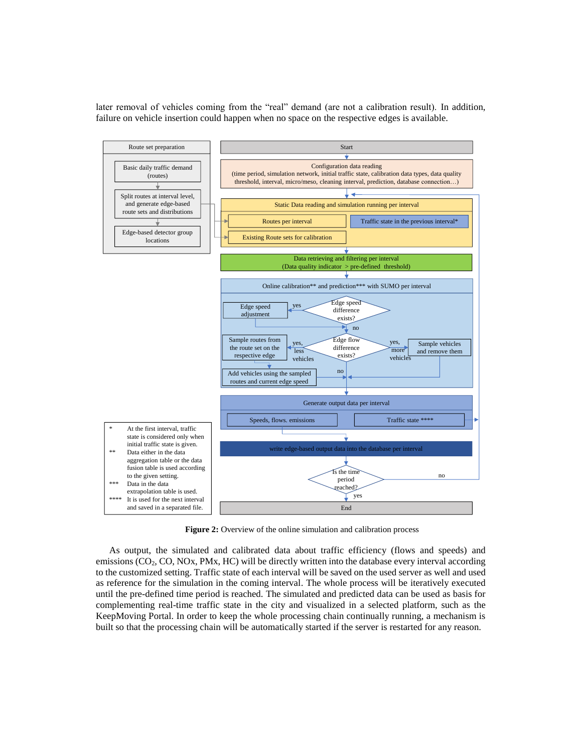later removal of vehicles coming from the "real" demand (are not a calibration result). In addition, failure on vehicle insertion could happen when no space on the respective edges is available.

Route set preparation

Basic daily traffic demand (routes)

Split routes at interval level, and generate edge-based route sets and distributions

Edge-based detector group locations

Start

Configuration data reading
(time period, simulation network, initial traffic state, calibration data types, data quality threshold, interval, micro/meso, cleaning interval, prediction, database connection…)

Static Data reading and simulation running per interval

Routes per interval

Traffic state in the previous interval*

Existing Route sets for calibration

Data retrieving and filtering per interval
(Data quality indicator > pre-defined threshold)

Online calibration** and prediction*** with SUMO per interval

Edge speed adjustment

yes

Edge speed difference exists?

no

Sample routes from the route set on the respective edge

yes, less vehicles

Edge flow difference exists?

yes, more vehicles

Sample vehicles and remove them

Add vehicles using the sampled routes and current edge speed

no

Generate output data per interval

Speeds, flows. emissions

Traffic state ****

write edge-based output data into the database per interval

Is the time period reached?

no

yes

End

| | |
|---|---|
| * | At the first interval, traffic state is considered only when initial traffic state is given. |
| ** | Data either in the data aggregation table or the data fusion table is used according to the given setting. |
| *** | Data in the data extrapolation table is used. |
| **** | It is used for the next interval and saved in a separated file. |

**Figure 2:** Overview of the online simulation and calibration process

As output, the simulated and calibrated data about traffic efficiency (flows and speeds) and emissions ($CO_2$, CO, NOx, PMx, HC) will be directly written into the database every interval according to the customized setting. Traffic state of each interval will be saved on the used server as well and used as reference for the simulation in the coming interval. The whole process will be iteratively executed until the pre-defined time period is reached. The simulated and predicted data can be used as basis for complementing real-time traffic state in the city and visualized in a selected platform, such as the KeepMoving Portal. In order to keep the whole processing chain continually running, a mechanism is built so that the processing chain will be automatically started if the server is restarted for any reason.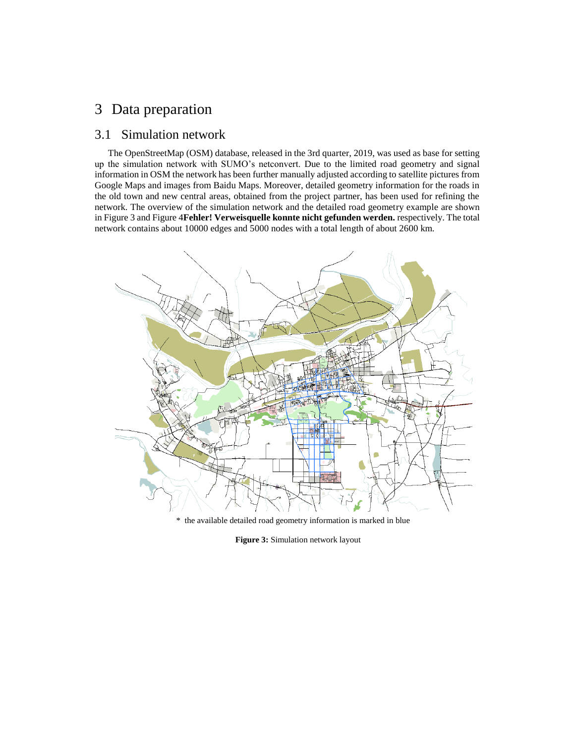# 3 Data preparation

## 3.1 Simulation network

The OpenStreetMap (OSM) database, released in the 3rd quarter, 2019, was used as base for setting up the simulation network with SUMO's netconvert. Due to the limited road geometry and signal information in OSM the network has been further manually adjusted according to satellite pictures from Google Maps and images from Baidu Maps. Moreover, detailed geometry information for the roads in the old town and new central areas, obtained from the project partner, has been used for refining the network. The overview of the simulation network and the detailed road geometry example are shown in Figure 3 and Figure 4**Fehler! Verweisquelle konnte nicht gefunden werden.** respectively. The total network contains about 10000 edges and 5000 nodes with a total length of about 2600 km.

\* the available detailed road geometry information is marked in blue

**Figure 3:** Simulation network layout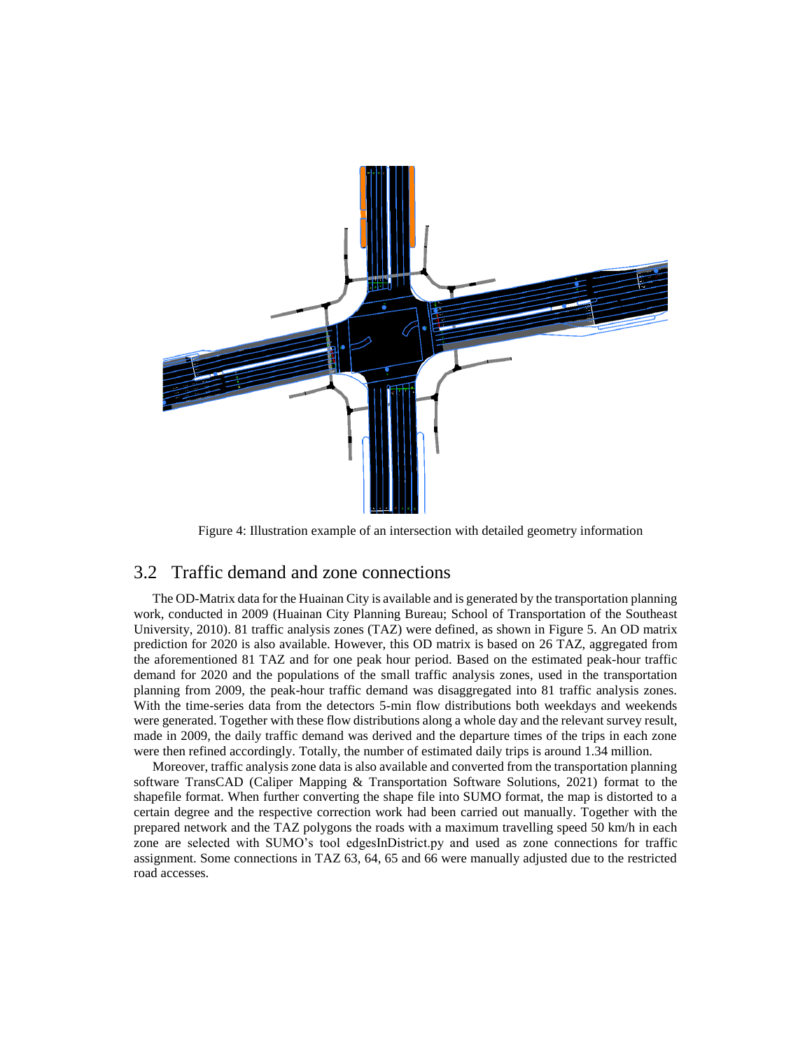Figure 4: Illustration example of an intersection with detailed geometry information

## 3.2 Traffic demand and zone connections

The OD-Matrix data for the Huainan City is available and is generated by the transportation planning work, conducted in 2009 (Huainan City Planning Bureau; School of Transportation of the Southeast University, 2010). 81 traffic analysis zones (TAZ) were defined, as shown in Figure 5. An OD matrix prediction for 2020 is also available. However, this OD matrix is based on 26 TAZ, aggregated from the aforementioned 81 TAZ and for one peak hour period. Based on the estimated peak-hour traffic demand for 2020 and the populations of the small traffic analysis zones, used in the transportation planning from 2009, the peak-hour traffic demand was disaggregated into 81 traffic analysis zones. With the time-series data from the detectors 5-min flow distributions both weekdays and weekends were generated. Together with these flow distributions along a whole day and the relevant survey result, made in 2009, the daily traffic demand was derived and the departure times of the trips in each zone were then refined accordingly. Totally, the number of estimated daily trips is around 1.34 million.

Moreover, traffic analysis zone data is also available and converted from the transportation planning software TransCAD (Caliper Mapping & Transportation Software Solutions, 2021) format to the shapefile format. When further converting the shape file into SUMO format, the map is distorted to a certain degree and the respective correction work had been carried out manually. Together with the prepared network and the TAZ polygons the roads with a maximum travelling speed 50 km/h in each zone are selected with SUMO's tool edgesInDistrict.py and used as zone connections for traffic assignment. Some connections in TAZ 63, 64, 65 and 66 were manually adjusted due to the restricted road accesses.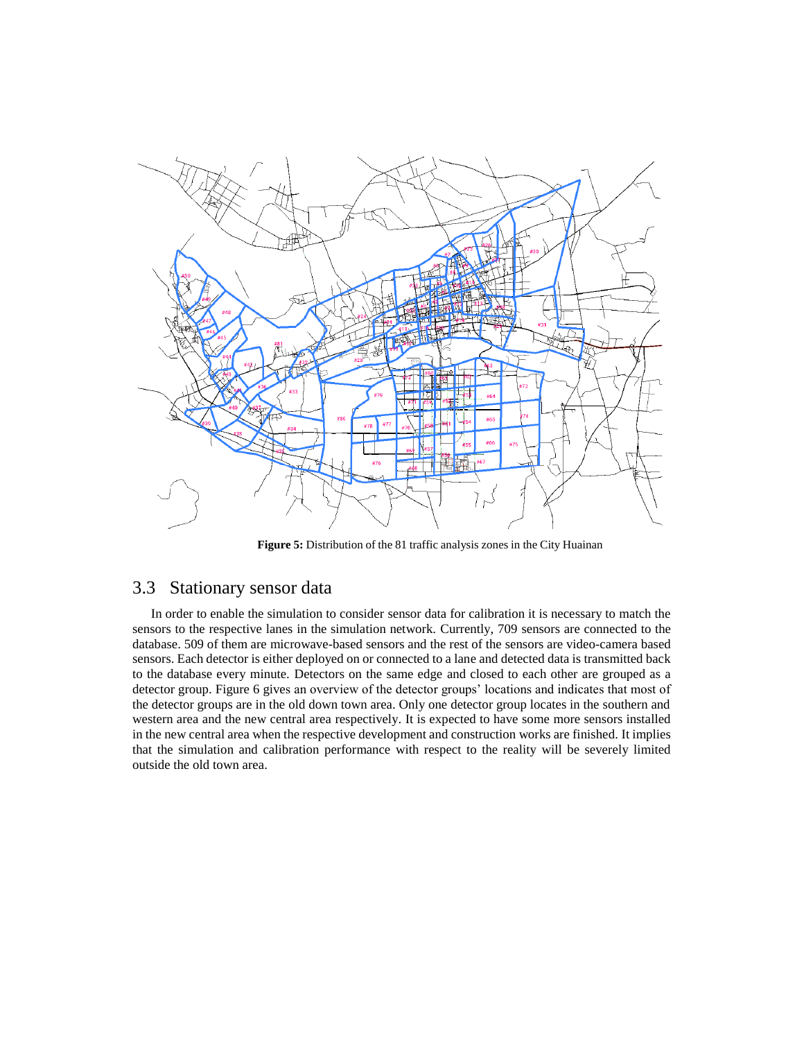Figure 5: Distribution of the 81 traffic analysis zones in the City Huainan

## 3.3 Stationary sensor data

In order to enable the simulation to consider sensor data for calibration it is necessary to match the sensors to the respective lanes in the simulation network. Currently, 709 sensors are connected to the database. 509 of them are microwave-based sensors and the rest of the sensors are video-camera based sensors. Each detector is either deployed on or connected to a lane and detected data is transmitted back to the database every minute. Detectors on the same edge and closed to each other are grouped as a detector group. Figure 6 gives an overview of the detector groups' locations and indicates that most of the detector groups are in the old down town area. Only one detector group locates in the southern and western area and the new central area respectively. It is expected to have some more sensors installed in the new central area when the respective development and construction works are finished. It implies that the simulation and calibration performance with respect to the reality will be severely limited outside the old town area.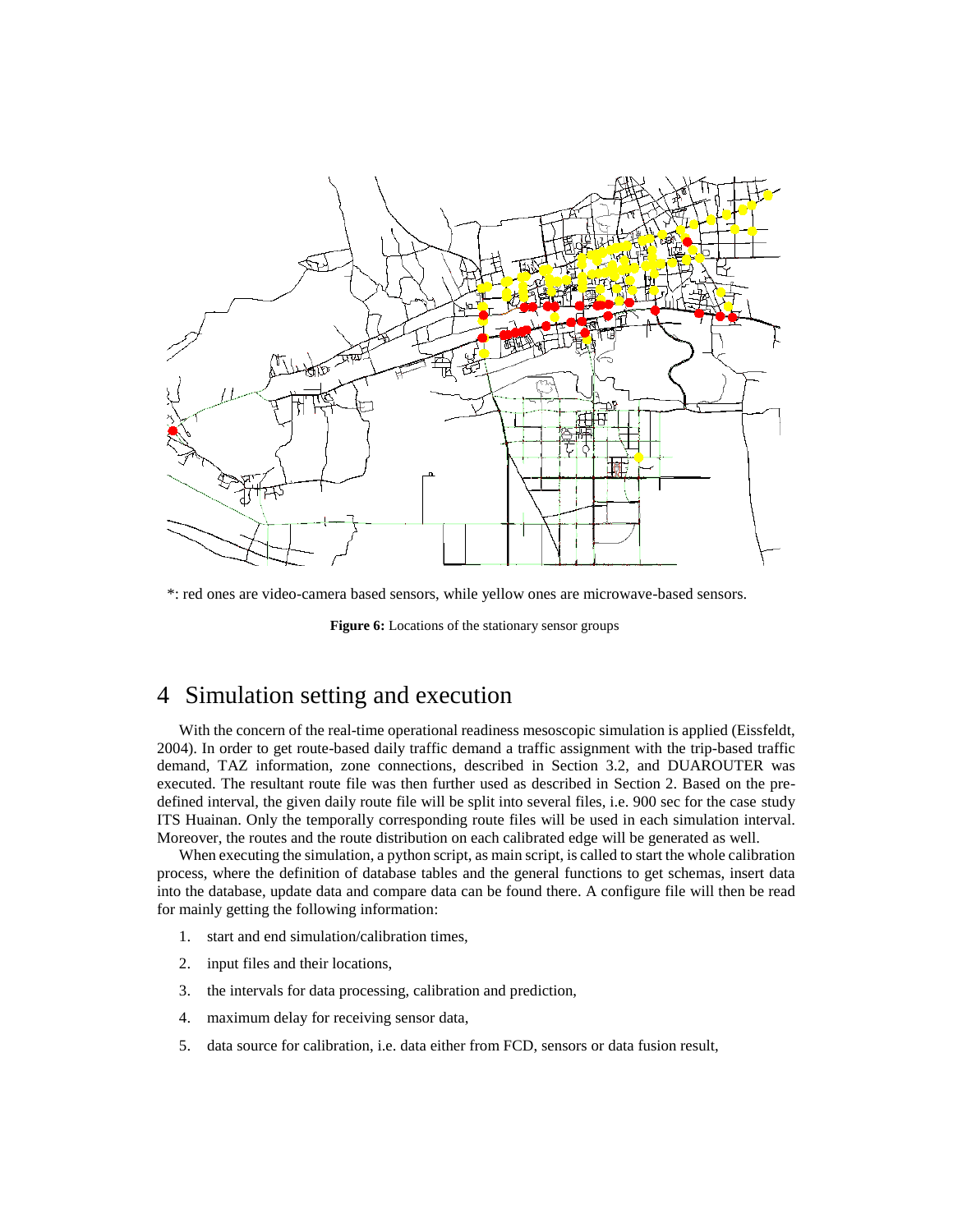*: red ones are video-camera based sensors, while yellow ones are microwave-based sensors.

**Figure 6:** Locations of the stationary sensor groups

# 4 Simulation setting and execution

With the concern of the real-time operational readiness mesoscopic simulation is applied (Eissfeldt, 2004). In order to get route-based daily traffic demand a traffic assignment with the trip-based traffic demand, TAZ information, zone connections, described in Section 3.2, and DUAROUTER was executed. The resultant route file was then further used as described in Section 2. Based on the pre-defined interval, the given daily route file will be split into several files, i.e. 900 sec for the case study ITS Huainan. Only the temporally corresponding route files will be used in each simulation interval. Moreover, the routes and the route distribution on each calibrated edge will be generated as well.

When executing the simulation, a python script, as main script, is called to start the whole calibration process, where the definition of database tables and the general functions to get schemas, insert data into the database, update data and compare data can be found there. A configure file will then be read for mainly getting the following information:

1. start and end simulation/calibration times,
2. input files and their locations,
3. the intervals for data processing, calibration and prediction,
4. maximum delay for receiving sensor data,
5. data source for calibration, i.e. data either from FCD, sensors or data fusion result,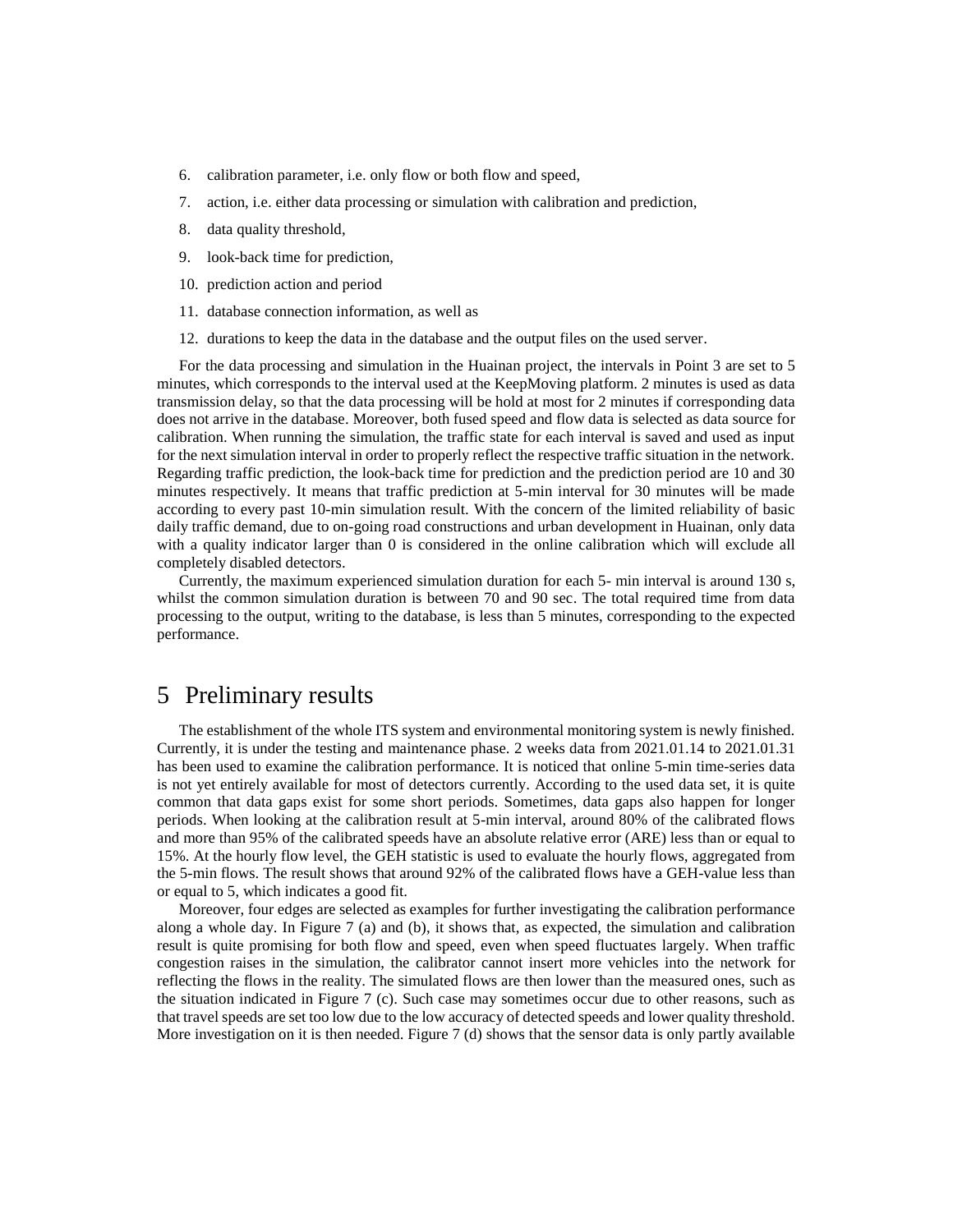6. calibration parameter, i.e. only flow or both flow and speed,
7. action, i.e. either data processing or simulation with calibration and prediction,
8. data quality threshold,
9. look-back time for prediction,
10. prediction action and period
11. database connection information, as well as
12. durations to keep the data in the database and the output files on the used server.

For the data processing and simulation in the Huainan project, the intervals in Point 3 are set to 5 minutes, which corresponds to the interval used at the KeepMoving platform. 2 minutes is used as data transmission delay, so that the data processing will be hold at most for 2 minutes if corresponding data does not arrive in the database. Moreover, both fused speed and flow data is selected as data source for calibration. When running the simulation, the traffic state for each interval is saved and used as input for the next simulation interval in order to properly reflect the respective traffic situation in the network. Regarding traffic prediction, the look-back time for prediction and the prediction period are 10 and 30 minutes respectively. It means that traffic prediction at 5-min interval for 30 minutes will be made according to every past 10-min simulation result. With the concern of the limited reliability of basic daily traffic demand, due to on-going road constructions and urban development in Huainan, only data with a quality indicator larger than 0 is considered in the online calibration which will exclude all completely disabled detectors.

Currently, the maximum experienced simulation duration for each 5- min interval is around 130 s, whilst the common simulation duration is between 70 and 90 sec. The total required time from data processing to the output, writing to the database, is less than 5 minutes, corresponding to the expected performance.

# 5 Preliminary results

The establishment of the whole ITS system and environmental monitoring system is newly finished. Currently, it is under the testing and maintenance phase. 2 weeks data from 2021.01.14 to 2021.01.31 has been used to examine the calibration performance. It is noticed that online 5-min time-series data is not yet entirely available for most of detectors currently. According to the used data set, it is quite common that data gaps exist for some short periods. Sometimes, data gaps also happen for longer periods. When looking at the calibration result at 5-min interval, around 80% of the calibrated flows and more than 95% of the calibrated speeds have an absolute relative error (ARE) less than or equal to 15%. At the hourly flow level, the GEH statistic is used to evaluate the hourly flows, aggregated from the 5-min flows. The result shows that around 92% of the calibrated flows have a GEH-value less than or equal to 5, which indicates a good fit.

Moreover, four edges are selected as examples for further investigating the calibration performance along a whole day. In Figure 7 (a) and (b), it shows that, as expected, the simulation and calibration result is quite promising for both flow and speed, even when speed fluctuates largely. When traffic congestion raises in the simulation, the calibrator cannot insert more vehicles into the network for reflecting the flows in the reality. The simulated flows are then lower than the measured ones, such as the situation indicated in Figure 7 (c). Such case may sometimes occur due to other reasons, such as that travel speeds are set too low due to the low accuracy of detected speeds and lower quality threshold. More investigation on it is then needed. Figure 7 (d) shows that the sensor data is only partly available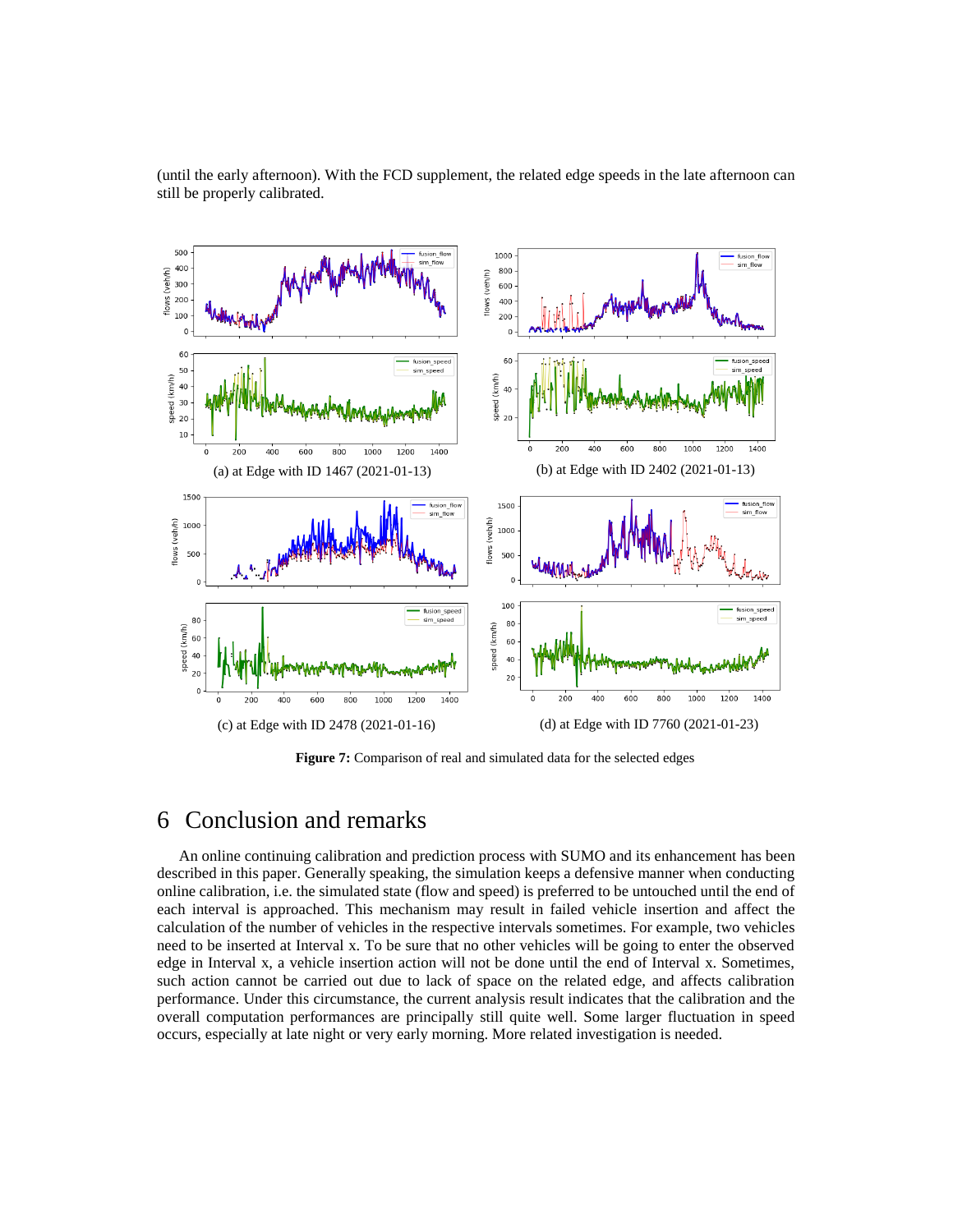(until the early afternoon). With the FCD supplement, the related edge speeds in the late afternoon can still be properly calibrated.

500
400
300
200
100
0
flows (veh/h)
fusion_flow
sim_flow

60
50
40
30
20
10
speed (km/h)
fusion_speed
sim_speed
0 200 400 600 800 1000 1200 1400

(a) at Edge with ID 1467 (2021-01-13)

1000
800
600
400
200
0
flows (veh/h)
fusion_flow
sim_flow

60
40
20
speed (km/h)
fusion_speed
sim_speed
0 200 400 600 800 1000 1200 1400

(b) at Edge with ID 2402 (2021-01-13)

1500
1000
500
0
flows (veh/h)
fusion_flow
sim_flow

80
60
40
20
0
speed (km/h)
fusion_speed
sim_speed
0 200 400 600 800 1000 1200 1400

(c) at Edge with ID 2478 (2021-01-16)

1500
1000
500
0
flows (veh/h)
fusion_flow
sim_flow

100
80
60
40
20
speed (km/h)
fusion_speed
sim_speed
0 200 400 600 800 1000 1200 1400

(d) at Edge with ID 7760 (2021-01-23)

**Figure 7:** Comparison of real and simulated data for the selected edges

# 6 Conclusion and remarks

An online continuing calibration and prediction process with SUMO and its enhancement has been described in this paper. Generally speaking, the simulation keeps a defensive manner when conducting online calibration, i.e. the simulated state (flow and speed) is preferred to be untouched until the end of each interval is approached. This mechanism may result in failed vehicle insertion and affect the calculation of the number of vehicles in the respective intervals sometimes. For example, two vehicles need to be inserted at Interval x. To be sure that no other vehicles will be going to enter the observed edge in Interval x, a vehicle insertion action will not be done until the end of Interval x. Sometimes, such action cannot be carried out due to lack of space on the related edge, and affects calibration performance. Under this circumstance, the current analysis result indicates that the calibration and the overall computation performances are principally still quite well. Some larger fluctuation in speed occurs, especially at late night or very early morning. More related investigation is needed.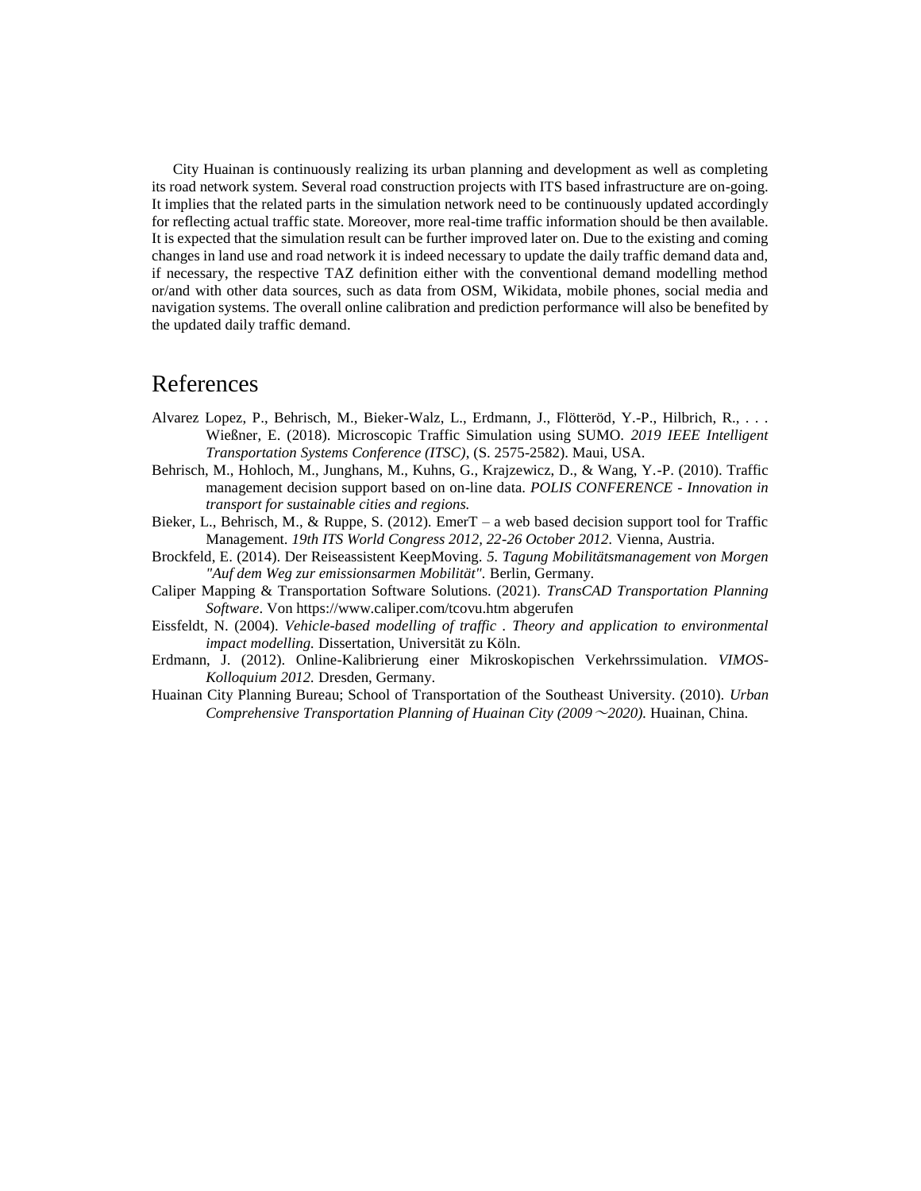City Huainan is continuously realizing its urban planning and development as well as completing its road network system. Several road construction projects with ITS based infrastructure are on-going. It implies that the related parts in the simulation network need to be continuously updated accordingly for reflecting actual traffic state. Moreover, more real-time traffic information should be then available. It is expected that the simulation result can be further improved later on. Due to the existing and coming changes in land use and road network it is indeed necessary to update the daily traffic demand data and, if necessary, the respective TAZ definition either with the conventional demand modelling method or/and with other data sources, such as data from OSM, Wikidata, mobile phones, social media and navigation systems. The overall online calibration and prediction performance will also be benefited by the updated daily traffic demand.

# References

Alvarez Lopez, P., Behrisch, M., Bieker-Walz, L., Erdmann, J., Flötteröd, Y.-P., Hilbrich, R., . . . Wießner, E. (2018). Microscopic Traffic Simulation using SUMO. *2019 IEEE Intelligent Transportation Systems Conference (ITSC)*, (S. 2575-2582). Maui, USA.

Behrisch, M., Hohloch, M., Junghans, M., Kuhns, G., Krajzewicz, D., & Wang, Y.-P. (2010). Traffic management decision support based on on-line data. *POLIS CONFERENCE - Innovation in transport for sustainable cities and regions.*

Bieker, L., Behrisch, M., & Ruppe, S. (2012). EmerT – a web based decision support tool for Traffic Management. *19th ITS World Congress 2012, 22-26 October 2012.* Vienna, Austria.

Brockfeld, E. (2014). Der Reiseassistent KeepMoving. *5. Tagung Mobilitätsmanagement von Morgen "Auf dem Weg zur emissionsarmen Mobilität".* Berlin, Germany.

Caliper Mapping & Transportation Software Solutions. (2021). *TransCAD Transportation Planning Software*. Von https://www.caliper.com/tcovu.htm abgerufen

Eissfeldt, N. (2004). *Vehicle-based modelling of traffic . Theory and application to environmental impact modelling.* Dissertation, Universität zu Köln.

Erdmann, J. (2012). Online-Kalibrierung einer Mikroskopischen Verkehrssimulation. *VIMOS-Kolloquium 2012.* Dresden, Germany.

Huainan City Planning Bureau; School of Transportation of the Southeast University. (2010). *Urban Comprehensive Transportation Planning of Huainan City (2009～2020).* Huainan, China.